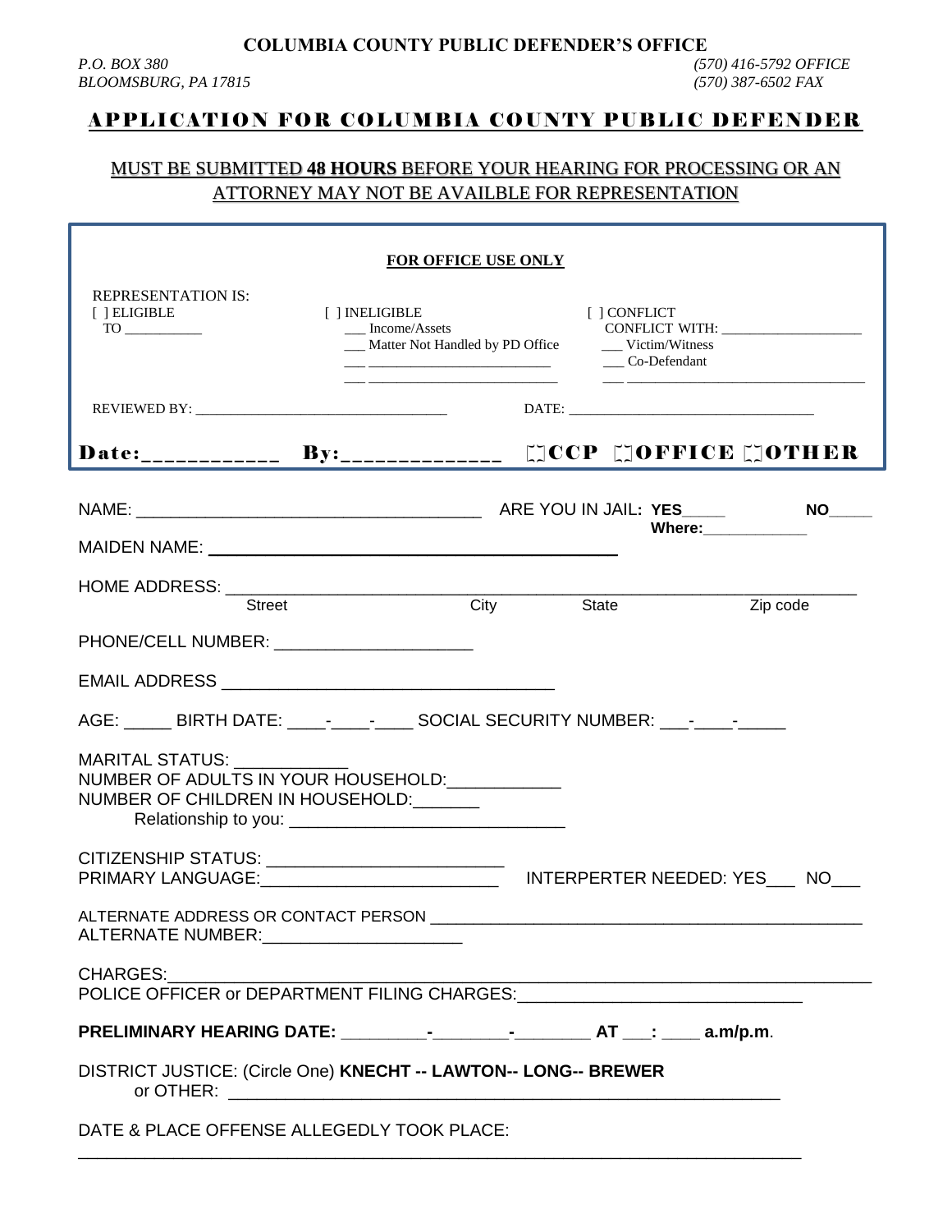**COLUMBIA COUNTY PUBLIC DEFENDER'S OFFICE**

*P.O. BOX 380*
*BLOOMSBURG, PA 17815*

*(570) 416-5792 OFFICE*
*(570) 387-6502 FAX*

# APPLICATION FOR COLUMBIA COUNTY PUBLIC DEFENDER

## MUST BE SUBMITTED **48 HOURS** BEFORE YOUR HEARING FOR PROCESSING OR AN ATTORNEY MAY NOT BE AVAILBLE FOR REPRESENTATION

---

**FOR OFFICE USE ONLY**

REPRESENTATION IS:

[ ] ELIGIBLE
TO __________

[ ] INELIGIBLE
___ Income/Assets
___ Matter Not Handled by PD Office
___ ________________________
___ ________________________

[ ] CONFLICT
CONFLICT WITH: __________________
___ Victim/Witness
___ Co-Defendant
___ ________________________________

REVIEWED BY: ________________________________ DATE: ________________________________

**Date:___________ By:_____________ ☐CCP ☐OFFICE ☐OTHER**

---

NAME: ______________________________________ ARE YOU IN JAIL: **YES**_____ **NO**_____
**Where:**____________

MAIDEN NAME: ____________________________________________

HOME ADDRESS: ________________________________________________________________
Street City State Zip code

PHONE/CELL NUMBER: ______________________

EMAIL ADDRESS ___________________________________

AGE: _____ BIRTH DATE: ____-____-____ SOCIAL SECURITY NUMBER: ___-____-_____

MARITAL STATUS: ____________
NUMBER OF ADULTS IN YOUR HOUSEHOLD:____________
NUMBER OF CHILDREN IN HOUSEHOLD:_______
Relationship to you: ______________________________

CITIZENSHIP STATUS: _________________________
PRIMARY LANGUAGE:_________________________ INTERPERTER NEEDED: YES___ NO___

ALTERNATE ADDRESS OR CONTACT PERSON ______________________________________________
ALTERNATE NUMBER:______________________

CHARGES:____________________________________________________________________
POLICE OFFICER or DEPARTMENT FILING CHARGES:_____________________________

**PRELIMINARY HEARING DATE: _________-________-________ AT ___: ____ a.m/p.m.**

DISTRICT JUSTICE: (Circle One) **KNECHT -- LAWTON-- LONGE-- BREWER**
or OTHER: ____________________________________________________________

DATE & PLACE OFFENSE ALLEGEDLY TOOK PLACE:
______________________________________________________________________________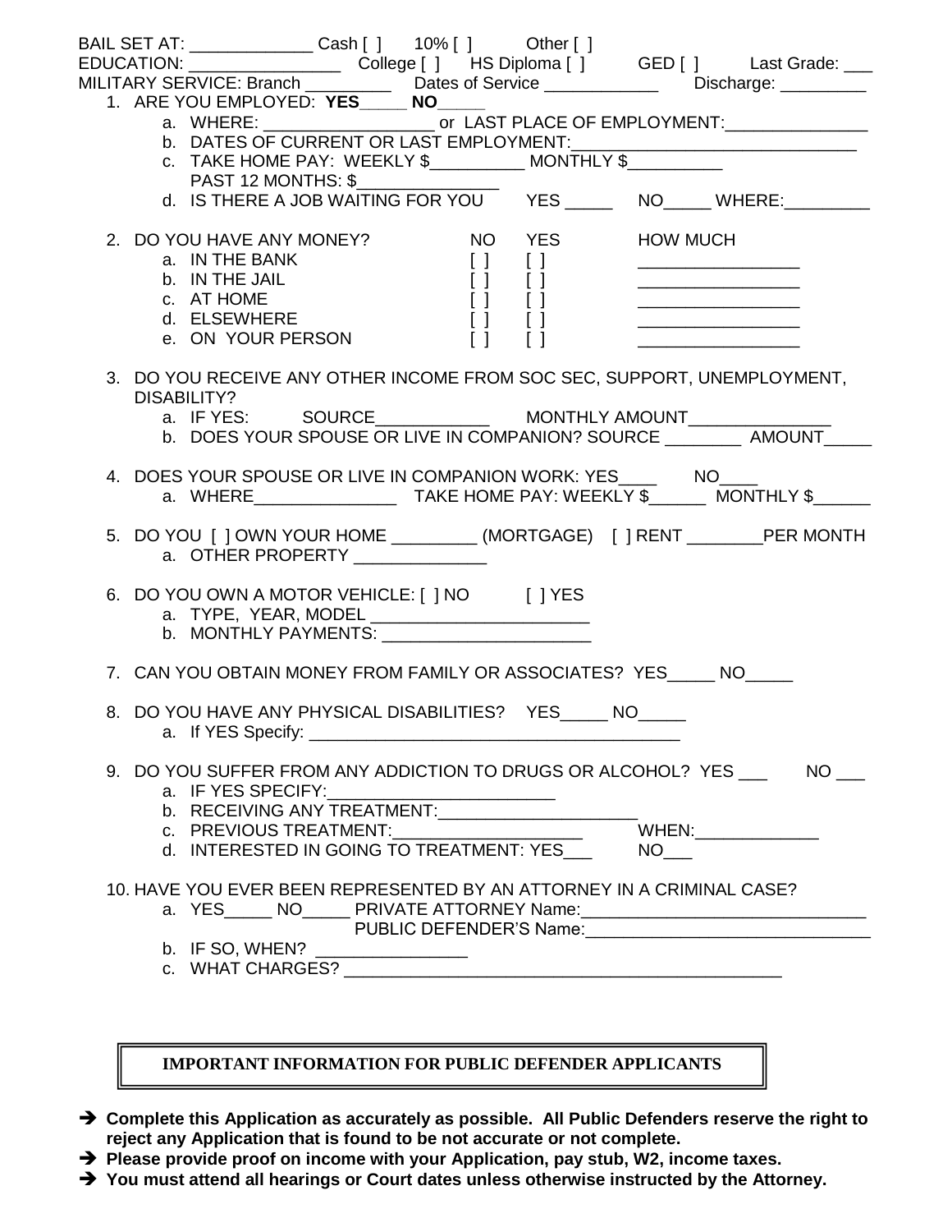BAIL SET AT: _____________ Cash [ ] 10% [ ] Other [ ]

EDUCATION: ________________ College [ ] HS Diploma [ ] GED [ ] Last Grade: ___

MILITARY SERVICE: Branch _________ Dates of Service ____________ Discharge: _________

1. ARE YOU EMPLOYED: **YES**_____ **NO**_____
   a. WHERE: __________________ or LAST PLACE OF EMPLOYMENT:_______________
   b. DATES OF CURRENT OR LAST EMPLOYMENT:_______________________________
   c. TAKE HOME PAY: WEEKLY $__________ MONTHLY $__________
      PAST 12 MONTHS: $_______________
   d. IS THERE A JOB WAITING FOR YOU YES _____ NO_____ WHERE:_________

2. DO YOU HAVE ANY MONEY?

| | NO | YES | HOW MUCH |
|---|---|---|---|
| a. IN THE BANK | [ ] | [ ] | _________________ |
| b. IN THE JAIL | [ ] | [ ] | _________________ |
| c. AT HOME | [ ] | [ ] | _________________ |
| d. ELSEWHERE | [ ] | [ ] | _________________ |
| e. ON YOUR PERSON | [ ] | [ ] | _________________ |

3. DO YOU RECEIVE ANY OTHER INCOME FROM SOC SEC, SUPPORT, UNEMPLOYMENT, DISABILITY?
   a. IF YES: SOURCE____________ MONTHLY AMOUNT_______________
   b. DOES YOUR SPOUSE OR LIVE IN COMPANION? SOURCE ________ AMOUNT_____

4. DOES YOUR SPOUSE OR LIVE IN COMPANION WORK: YES____ NO____
   a. WHERE_______________ TAKE HOME PAY: WEEKLY $______ MONTHLY $______

5. DO YOU [ ] OWN YOUR HOME _________ (MORTGAGE) [ ] RENT ________PER MONTH
   a. OTHER PROPERTY ______________

6. DO YOU OWN A MOTOR VEHICLE: [ ] NO [ ] YES
   a. TYPE, YEAR, MODEL _______________________
   b. MONTHLY PAYMENTS: ______________________

7. CAN YOU OBTAIN MONEY FROM FAMILY OR ASSOCIATES? YES_____ NO_____

8. DO YOU HAVE ANY PHYSICAL DISABILITIES? YES_____ NO_____
   a. If YES Specify: ________________________________________

9. DO YOU SUFFER FROM ANY ADDICTION TO DRUGS OR ALCOHOL? YES ___ NO ___
   a. IF YES SPECIFY:_________________________
   b. RECEIVING ANY TREATMENT:_____________________
   c. PREVIOUS TREATMENT:_____________________ WHEN:_____________
   d. INTERESTED IN GOING TO TREATMENT: YES___ NO___

10. HAVE YOU EVER BEEN REPRESENTED BY AN ATTORNEY IN A CRIMINAL CASE?
    a. YES_____ NO_____ PRIVATE ATTORNEY Name:______________________________
       PUBLIC DEFENDER'S Name:______________________________
    b. IF SO, WHEN? ________________
    c. WHAT CHARGES? ______________________________________________

**IMPORTANT INFORMATION FOR PUBLIC DEFENDER APPLICANTS**

- ➔ **Complete this Application as accurately as possible. All Public Defenders reserve the right to reject any Application that is found to be not accurate or not complete.**
- ➔ **Please provide proof on income with your Application, pay stub, W2, income taxes.**
- ➔ **You must attend all hearings or Court dates unless otherwise instructed by the Attorney.**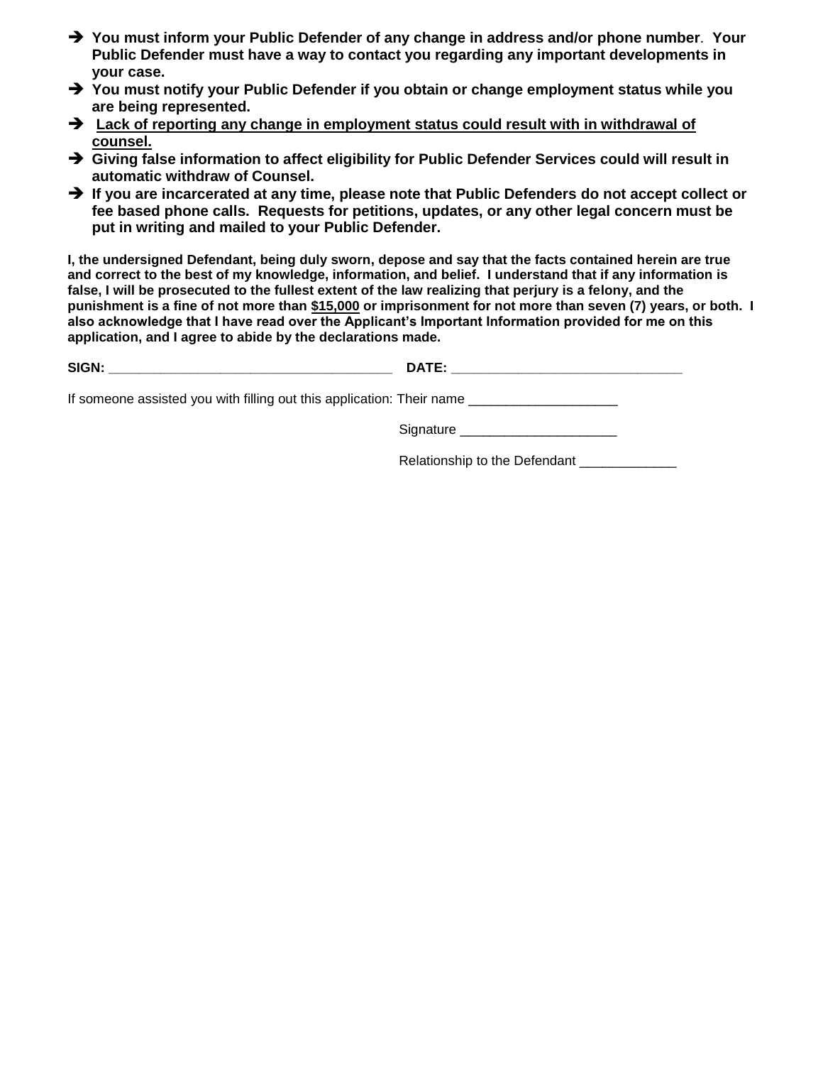- ➔ **You must inform your Public Defender of any change in address and/or phone number. Your Public Defender must have a way to contact you regarding any important developments in your case.**
- ➔ **You must notify your Public Defender if you obtain or change employment status while you are being represented.**
- ➔ **<u>Lack of reporting any change in employment status could result with in withdrawal of counsel.</u>**
- ➔ **Giving false information to affect eligibility for Public Defender Services could will result in automatic withdraw of Counsel.**
- ➔ **If you are incarcerated at any time, please note that Public Defenders do not accept collect or fee based phone calls. Requests for petitions, updates, or any other legal concern must be put in writing and mailed to your Public Defender.**

**I, the undersigned Defendant, being duly sworn, depose and say that the facts contained herein are true and correct to the best of my knowledge, information, and belief. I understand that if any information is false, I will be prosecuted to the fullest extent of the law realizing that perjury is a felony, and the punishment is a fine of not more than <u>$15,000</u> or imprisonment for not more than seven (7) years, or both. I also acknowledge that I have read over the Applicant's Important Information provided for me on this application, and I agree to abide by the declarations made.**

**SIGN:** ______________________________________ **DATE:** ______________________________

If someone assisted you with filling out this application: Their name ___________________

Signature ____________________

Relationship to the Defendant _____________